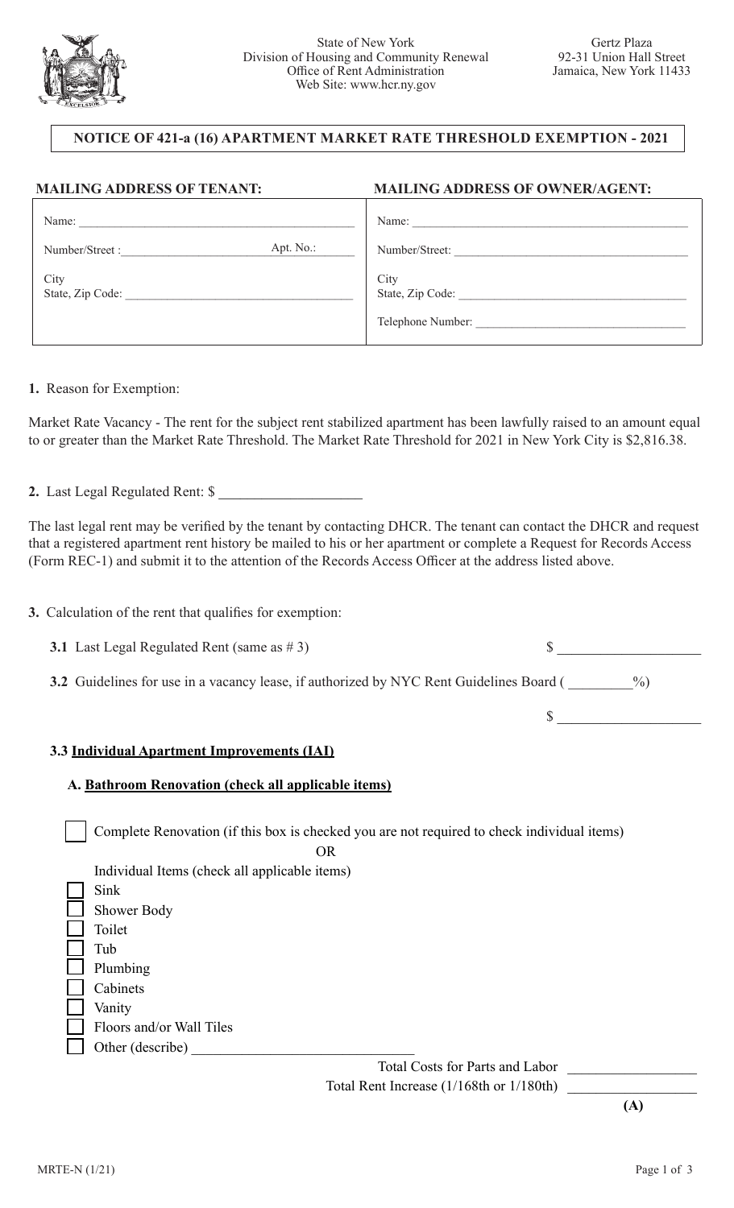State of New York
Division of Housing and Community Renewal
Office of Rent Administration
Web Site: www.hcr.ny.gov

Gertz Plaza
92-31 Union Hall Street
Jamaica, New York 11433

# NOTICE OF 421-a (16) APARTMENT MARKET RATE THRESHOLD EXEMPTION - 2021

| MAILING ADDRESS OF TENANT: | MAILING ADDRESS OF OWNER/AGENT: |
|---|---|
| Name: ______ | Name: ______ |
| Number/Street: ______ Apt. No.: ______ | Number/Street: ______ |
| City State, Zip Code: ______ | City State, Zip Code: ______ |
| | Telephone Number: ______ |

**1.** Reason for Exemption:

Market Rate Vacancy - The rent for the subject rent stabilized apartment has been lawfully raised to an amount equal to or greater than the Market Rate Threshold. The Market Rate Threshold for 2021 in New York City is $2,816.38.

**2.** Last Legal Regulated Rent: $ ______

The last legal rent may be verified by the tenant by contacting DHCR. The tenant can contact the DHCR and request that a registered apartment rent history be mailed to his or her apartment or complete a Request for Records Access (Form REC-1) and submit it to the attention of the Records Access Officer at the address listed above.

**3.** Calculation of the rent that qualifies for exemption:

**3.1** Last Legal Regulated Rent (same as # 3) $ ______

**3.2** Guidelines for use in a vacancy lease, if authorized by NYC Rent Guidelines Board ( ______%)

$ ______

**3.3 Individual Apartment Improvements (IAI)**

**A. Bathroom Renovation (check all applicable items)**

☐ Complete Renovation (if this box is checked you are not required to check individual items)

OR

Individual Items (check all applicable items)

☐ Sink
☐ Shower Body
☐ Toilet
☐ Tub
☐ Plumbing
☐ Cabinets
☐ Vanity
☐ Floors and/or Wall Tiles
☐ Other (describe) ______

Total Costs for Parts and Labor ______

Total Rent Increase (1/168th or 1/180th) ______

**(A)**

MRTE-N (1/21)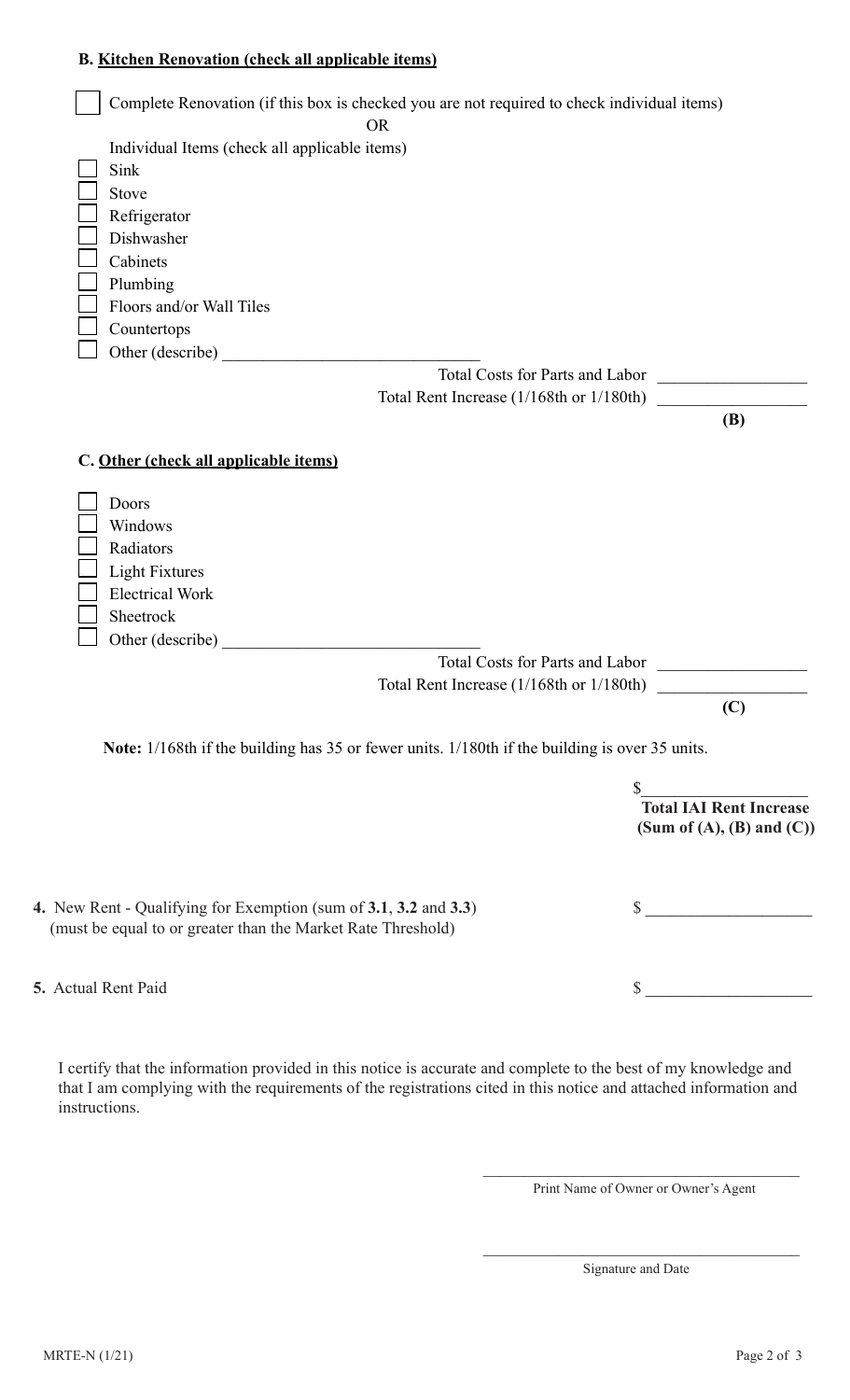**B. Kitchen Renovation (check all applicable items)**

- [ ] Complete Renovation (if this box is checked you are not required to check individual items)

OR

Individual Items (check all applicable items)

- [ ] Sink
- [ ] Stove
- [ ] Refrigerator
- [ ] Dishwasher
- [ ] Cabinets
- [ ] Plumbing
- [ ] Floors and/or Wall Tiles
- [ ] Countertops
- [ ] Other (describe) ______________________________

Total Costs for Parts and Labor ________________

Total Rent Increase (1/168th or 1/180th) ________________

**(B)**

**C. Other (check all applicable items)**

- [ ] Doors
- [ ] Windows
- [ ] Radiators
- [ ] Light Fixtures
- [ ] Electrical Work
- [ ] Sheetrock
- [ ] Other (describe) ______________________________

Total Costs for Parts and Labor ________________

Total Rent Increase (1/168th or 1/180th) ________________

**(C)**

**Note:** 1/168th if the building has 35 or fewer units. 1/180th if the building is over 35 units.

$________________

**Total IAI Rent Increase (Sum of (A), (B) and (C))**

**4.** New Rent - Qualifying for Exemption (sum of **3.1**, **3.2** and **3.3**) (must be equal to or greater than the Market Rate Threshold) $________________

**5.** Actual Rent Paid $________________

I certify that the information provided in this notice is accurate and complete to the best of my knowledge and that I am complying with the requirements of the registrations cited in this notice and attached information and instructions.

________________________________________

Print Name of Owner or Owner's Agent

________________________________________

Signature and Date

MRTE-N (1/21)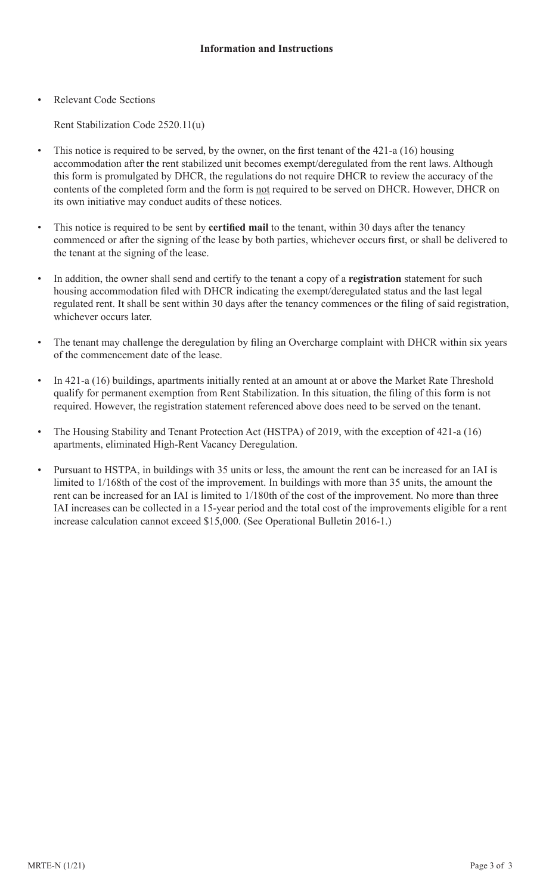**Information and Instructions**

- Relevant Code Sections

  Rent Stabilization Code 2520.11(u)

- This notice is required to be served, by the owner, on the first tenant of the 421-a (16) housing accommodation after the rent stabilized unit becomes exempt/deregulated from the rent laws. Although this form is promulgated by DHCR, the regulations do not require DHCR to review the accuracy of the contents of the completed form and the form is not required to be served on DHCR. However, DHCR on its own initiative may conduct audits of these notices.

- This notice is required to be sent by **certified mail** to the tenant, within 30 days after the tenancy commenced or after the signing of the lease by both parties, whichever occurs first, or shall be delivered to the tenant at the signing of the lease.

- In addition, the owner shall send and certify to the tenant a copy of a **registration** statement for such housing accommodation filed with DHCR indicating the exempt/deregulated status and the last legal regulated rent. It shall be sent within 30 days after the tenancy commences or the filing of said registration, whichever occurs later.

- The tenant may challenge the deregulation by filing an Overcharge complaint with DHCR within six years of the commencement date of the lease.

- In 421-a (16) buildings, apartments initially rented at an amount at or above the Market Rate Threshold qualify for permanent exemption from Rent Stabilization. In this situation, the filing of this form is not required. However, the registration statement referenced above does need to be served on the tenant.

- The Housing Stability and Tenant Protection Act (HSTPA) of 2019, with the exception of 421-a (16) apartments, eliminated High-Rent Vacancy Deregulation.

- Pursuant to HSTPA, in buildings with 35 units or less, the amount the rent can be increased for an IAI is limited to 1/168th of the cost of the improvement. In buildings with more than 35 units, the amount the rent can be increased for an IAI is limited to 1/180th of the cost of the improvement. No more than three IAI increases can be collected in a 15-year period and the total cost of the improvements eligible for a rent increase calculation cannot exceed $15,000. (See Operational Bulletin 2016-1.)

MRTE-N (1/21)